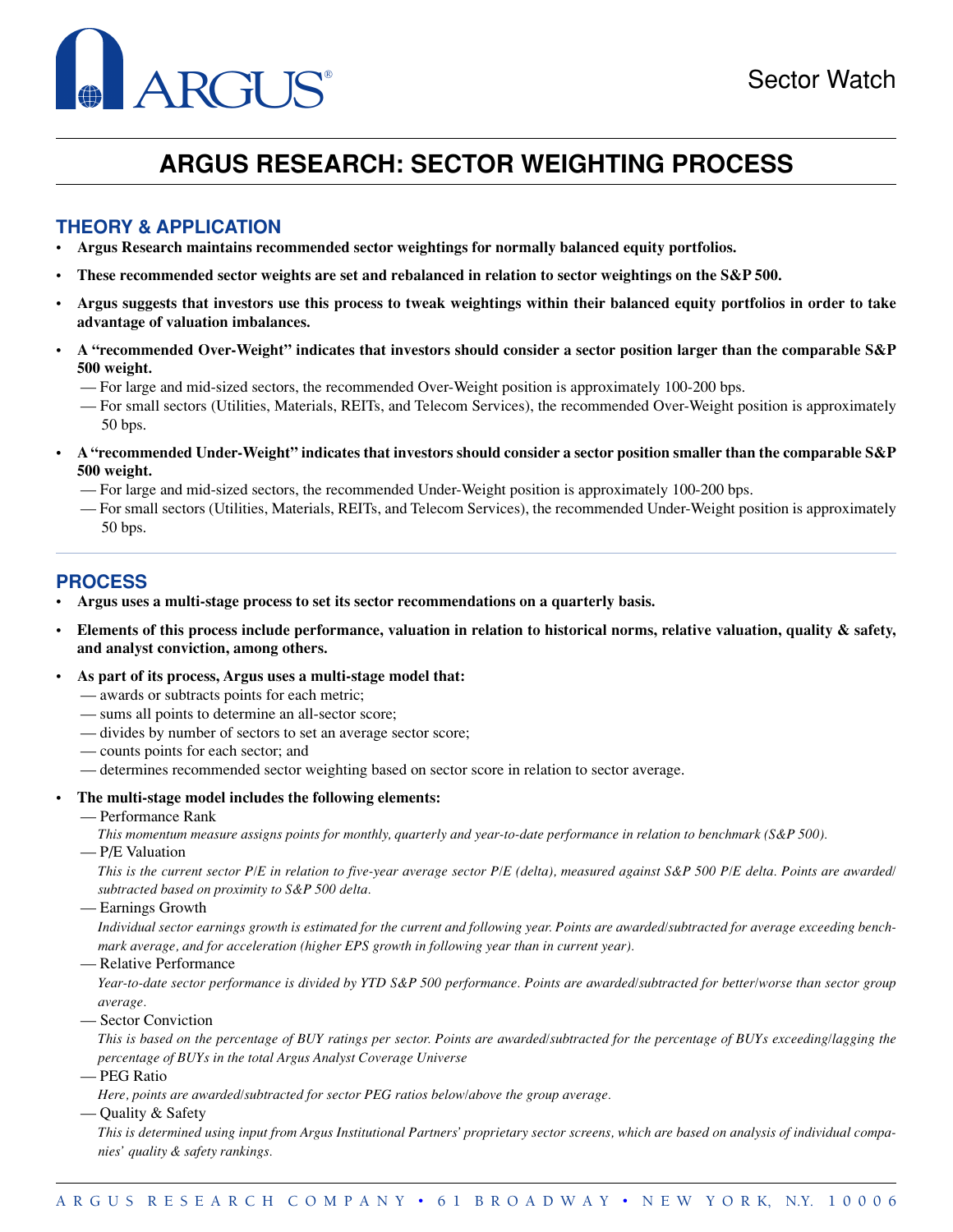Sector Watch

# ARGUS RESEARCH: SECTOR WEIGHTING PROCESS

## THEORY & APPLICATION

- **Argus Research maintains recommended sector weightings for normally balanced equity portfolios.**
- **These recommended sector weights are set and rebalanced in relation to sector weightings on the S&P 500.**
- **Argus suggests that investors use this process to tweak weightings within their balanced equity portfolios in order to take advantage of valuation imbalances.**
- **A "recommended Over-Weight" indicates that investors should consider a sector position larger than the comparable S&P 500 weight.**
  - — For large and mid-sized sectors, the recommended Over-Weight position is approximately 100-200 bps.
  - — For small sectors (Utilities, Materials, REITs, and Telecom Services), the recommended Over-Weight position is approximately 50 bps.
- **A "recommended Under-Weight" indicates that investors should consider a sector position smaller than the comparable S&P 500 weight.**
  - — For large and mid-sized sectors, the recommended Under-Weight position is approximately 100-200 bps.
  - — For small sectors (Utilities, Materials, REITs, and Telecom Services), the recommended Under-Weight position is approximately 50 bps.

## PROCESS

- **Argus uses a multi-stage process to set its sector recommendations on a quarterly basis.**
- **Elements of this process include performance, valuation in relation to historical norms, relative valuation, quality & safety, and analyst conviction, among others.**
- **As part of its process, Argus uses a multi-stage model that:**
  - — awards or subtracts points for each metric;
  - — sums all points to determine an all-sector score;
  - — divides by number of sectors to set an average sector score;
  - — counts points for each sector; and
  - — determines recommended sector weighting based on sector score in relation to sector average.
- **The multi-stage model includes the following elements:**
  - — Performance Rank

    *This momentum measure assigns points for monthly, quarterly and year-to-date performance in relation to benchmark (S&P 500).*
  - — P/E Valuation

    *This is the current sector P/E in relation to five-year average sector P/E (delta), measured against S&P 500 P/E delta. Points are awarded/subtracted based on proximity to S&P 500 delta.*
  - — Earnings Growth

    *Individual sector earnings growth is estimated for the current and following year. Points are awarded/subtracted for average exceeding benchmark average, and for acceleration (higher EPS growth in following year than in current year).*
  - — Relative Performance

    *Year-to-date sector performance is divided by YTD S&P 500 performance. Points are awarded/subtracted for better/worse than sector group average.*
  - — Sector Conviction

    *This is based on the percentage of BUY ratings per sector. Points are awarded/subtracted for the percentage of BUYs exceeding/lagging the percentage of BUYs in the total Argus Analyst Coverage Universe*
  - — PEG Ratio

    *Here, points are awarded/subtracted for sector PEG ratios below/above the group average.*
  - — Quality & Safety

    *This is determined using input from Argus Institutional Partners' proprietary sector screens, which are based on analysis of individual companies' quality & safety rankings.*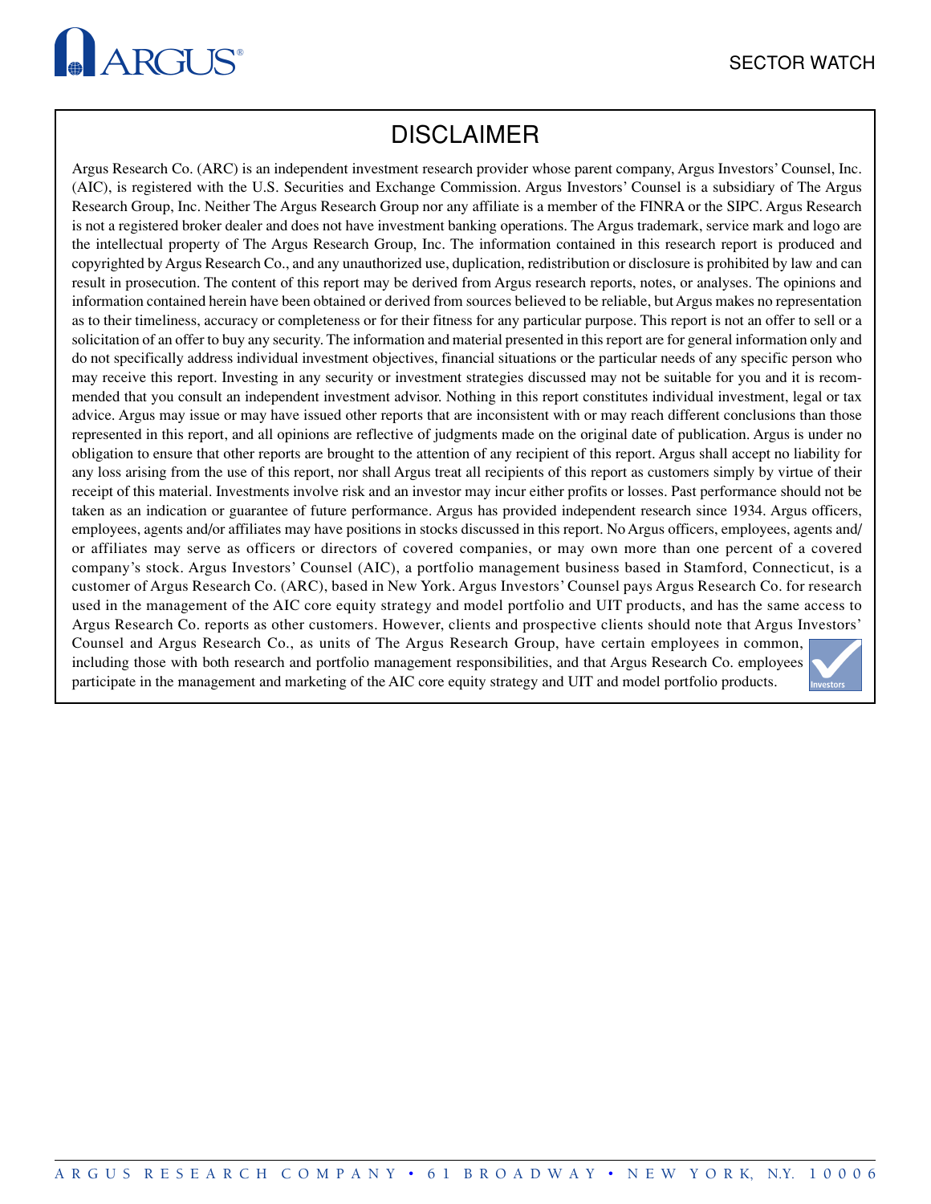# DISCLAIMER

Argus Research Co. (ARC) is an independent investment research provider whose parent company, Argus Investors' Counsel, Inc. (AIC), is registered with the U.S. Securities and Exchange Commission. Argus Investors' Counsel is a subsidiary of The Argus Research Group, Inc. Neither The Argus Research Group nor any affiliate is a member of the FINRA or the SIPC. Argus Research is not a registered broker dealer and does not have investment banking operations. The Argus trademark, service mark and logo are the intellectual property of The Argus Research Group, Inc. The information contained in this research report is produced and copyrighted by Argus Research Co., and any unauthorized use, duplication, redistribution or disclosure is prohibited by law and can result in prosecution. The content of this report may be derived from Argus research reports, notes, or analyses. The opinions and information contained herein have been obtained or derived from sources believed to be reliable, but Argus makes no representation as to their timeliness, accuracy or completeness or for their fitness for any particular purpose. This report is not an offer to sell or a solicitation of an offer to buy any security. The information and material presented in this report are for general information only and do not specifically address individual investment objectives, financial situations or the particular needs of any specific person who may receive this report. Investing in any security or investment strategies discussed may not be suitable for you and it is recommended that you consult an independent investment advisor. Nothing in this report constitutes individual investment, legal or tax advice. Argus may issue or may have issued other reports that are inconsistent with or may reach different conclusions than those represented in this report, and all opinions are reflective of judgments made on the original date of publication. Argus is under no obligation to ensure that other reports are brought to the attention of any recipient of this report. Argus shall accept no liability for any loss arising from the use of this report, nor shall Argus treat all recipients of this report as customers simply by virtue of their receipt of this material. Investments involve risk and an investor may incur either profits or losses. Past performance should not be taken as an indication or guarantee of future performance. Argus has provided independent research since 1934. Argus officers, employees, agents and/or affiliates may have positions in stocks discussed in this report. No Argus officers, employees, agents and/or affiliates may serve as officers or directors of covered companies, or may own more than one percent of a covered company's stock. Argus Investors' Counsel (AIC), a portfolio management business based in Stamford, Connecticut, is a customer of Argus Research Co. (ARC), based in New York. Argus Investors' Counsel pays Argus Research Co. for research used in the management of the AIC core equity strategy and model portfolio and UIT products, and has the same access to Argus Research Co. reports as other customers. However, clients and prospective clients should note that Argus Investors' Counsel and Argus Research Co., as units of The Argus Research Group, have certain employees in common, including those with both research and portfolio management responsibilities, and that Argus Research Co. employees participate in the management and marketing of the AIC core equity strategy and UIT and model portfolio products.